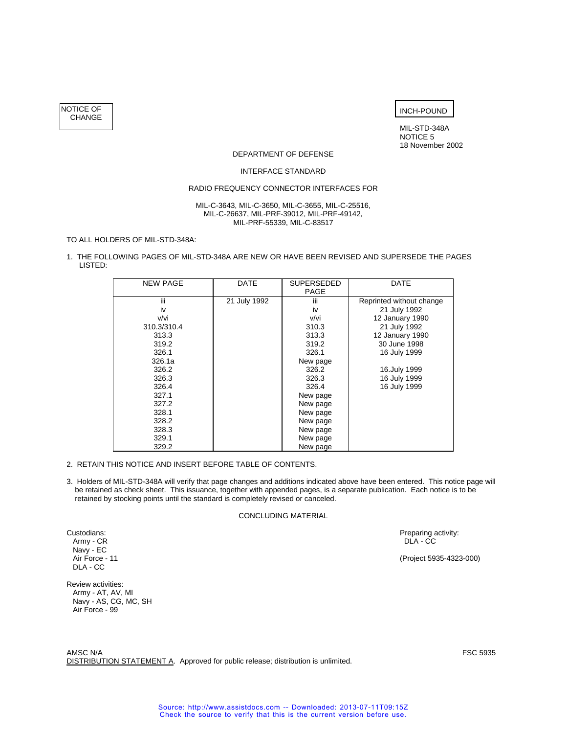NOTICE OF CHANGE

INCH-POUND

MIL-STD-348A
NOTICE 5
18 November 2002

DEPARTMENT OF DEFENSE

INTERFACE STANDARD

RADIO FREQUENCY CONNECTOR INTERFACES FOR

MIL-C-3643, MIL-C-3650, MIL-C-3655, MIL-C-25516,
MIL-C-26637, MIL-PRF-39012, MIL-PRF-49142,
MIL-PRF-55339, MIL-C-83517

TO ALL HOLDERS OF MIL-STD-348A:

1. THE FOLLOWING PAGES OF MIL-STD-348A ARE NEW OR HAVE BEEN REVISED AND SUPERSEDE THE PAGES LISTED:

| NEW PAGE | DATE | SUPERSEDED PAGE | DATE |
|---|---|---|---|
| iii | 21 July 1992 | iii | Reprinted without change |
| iv | | iv | 21 July 1992 |
| v/vi | | v/vi | 12 January 1990 |
| 310.3/310.4 | | 310.3 | 21 July 1992 |
| 313.3 | | 313.3 | 12 January 1990 |
| 319.2 | | 319.2 | 30 June 1998 |
| 326.1 | | 326.1 | 16 July 1999 |
| 326.1a | | New page | |
| 326.2 | | 326.2 | 16.July 1999 |
| 326.3 | | 326.3 | 16 July 1999 |
| 326.4 | | 326.4 | 16 July 1999 |
| 327.1 | | New page | |
| 327.2 | | New page | |
| 328.1 | | New page | |
| 328.2 | | New page | |
| 328.3 | | New page | |
| 329.1 | | New page | |
| 329.2 | | New page | |

2. RETAIN THIS NOTICE AND INSERT BEFORE TABLE OF CONTENTS.

3. Holders of MIL-STD-348A will verify that page changes and additions indicated above have been entered. This notice page will be retained as check sheet. This issuance, together with appended pages, is a separate publication. Each notice is to be retained by stocking points until the standard is completely revised or canceled.

CONCLUDING MATERIAL

Custodians:
Army - CR
Navy - EC
Air Force - 11
DLA - CC

Preparing activity:
DLA - CC

(Project 5935-4323-000)

Review activities:
Army - AT, AV, MI
Navy - AS, CG, MC, SH
Air Force - 99

AMSC N/A

FSC 5935

DISTRIBUTION STATEMENT A. Approved for public release; distribution is unlimited.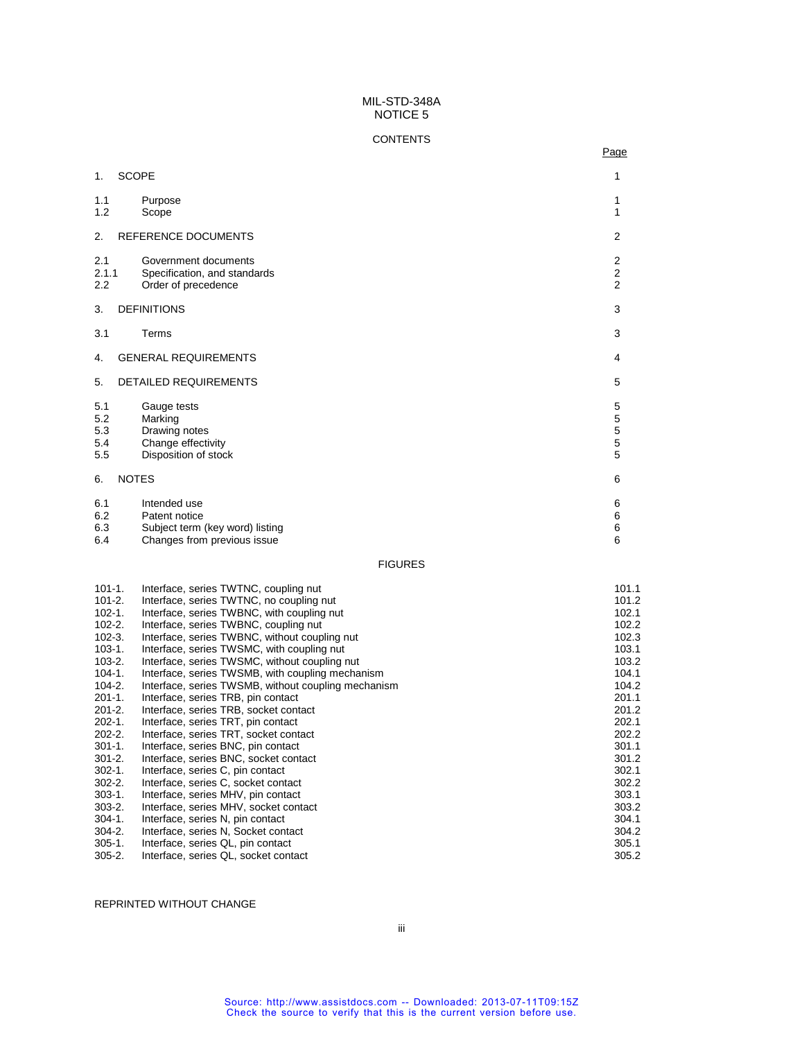MIL-STD-348A
NOTICE 5

## CONTENTS

| | | Page |
|---|---|---|
| 1. | SCOPE | 1 |
| 1.1 | Purpose | 1 |
| 1.2 | Scope | 1 |
| 2. | REFERENCE DOCUMENTS | 2 |
| 2.1 | Government documents | 2 |
| 2.1.1 | Specification, and standards | 2 |
| 2.2 | Order of precedence | 2 |
| 3. | DEFINITIONS | 3 |
| 3.1 | Terms | 3 |
| 4. | GENERAL REQUIREMENTS | 4 |
| 5. | DETAILED REQUIREMENTS | 5 |
| 5.1 | Gauge tests | 5 |
| 5.2 | Marking | 5 |
| 5.3 | Drawing notes | 5 |
| 5.4 | Change effectivity | 5 |
| 5.5 | Disposition of stock | 5 |
| 6. | NOTES | 6 |
| 6.1 | Intended use | 6 |
| 6.2 | Patent notice | 6 |
| 6.3 | Subject term (key word) listing | 6 |
| 6.4 | Changes from previous issue | 6 |

## FIGURES

| | | |
|---|---|---|
| 101-1. | Interface, series TWTNC, coupling nut | 101.1 |
| 101-2. | Interface, series TWTNC, no coupling nut | 101.2 |
| 102-1. | Interface, series TWBNC, with coupling nut | 102.1 |
| 102-2. | Interface, series TWBNC, coupling nut | 102.2 |
| 102-3. | Interface, series TWBNC, without coupling nut | 102.3 |
| 103-1. | Interface, series TWSMC, with coupling nut | 103.1 |
| 103-2. | Interface, series TWSMC, without coupling nut | 103.2 |
| 104-1. | Interface, series TWSMB, with coupling mechanism | 104.1 |
| 104-2. | Interface, series TWSMB, without coupling mechanism | 104.2 |
| 201-1. | Interface, series TRB, pin contact | 201.1 |
| 201-2. | Interface, series TRB, socket contact | 201.2 |
| 202-1. | Interface, series TRT, pin contact | 202.1 |
| 202-2. | Interface, series TRT, socket contact | 202.2 |
| 301-1. | Interface, series BNC, pin contact | 301.1 |
| 301-2. | Interface, series BNC, socket contact | 301.2 |
| 302-1. | Interface, series C, pin contact | 302.1 |
| 302-2. | Interface, series C, socket contact | 302.2 |
| 303-1. | Interface, series MHV, pin contact | 303.1 |
| 303-2. | Interface, series MHV, socket contact | 303.2 |
| 304-1. | Interface, series N, pin contact | 304.1 |
| 304-2. | Interface, series N, Socket contact | 304.2 |
| 305-1. | Interface, series QL, pin contact | 305.1 |
| 305-2. | Interface, series QL, socket contact | 305.2 |

REPRINTED WITHOUT CHANGE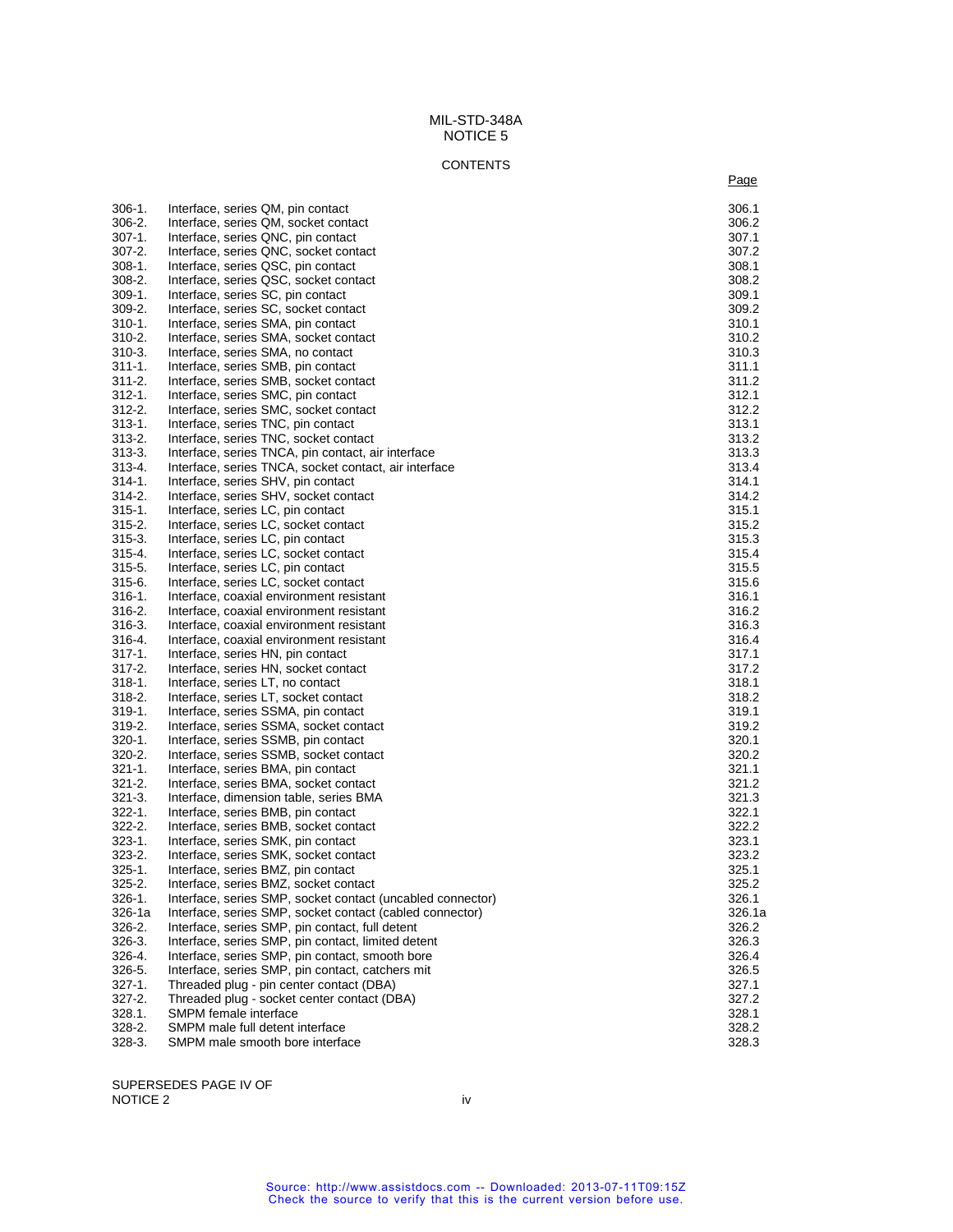MIL-STD-348A
NOTICE 5

CONTENTS

| | | Page |
|---|---|---|
| 306-1. | Interface, series QM, pin contact | 306.1 |
| 306-2. | Interface, series QM, socket contact | 306.2 |
| 307-1. | Interface, series QNC, pin contact | 307.1 |
| 307-2. | Interface, series QNC, socket contact | 307.2 |
| 308-1. | Interface, series QSC, pin contact | 308.1 |
| 308-2. | Interface, series QSC, socket contact | 308.2 |
| 309-1. | Interface, series SC, pin contact | 309.1 |
| 309-2. | Interface, series SC, socket contact | 309.2 |
| 310-1. | Interface, series SMA, pin contact | 310.1 |
| 310-2. | Interface, series SMA, socket contact | 310.2 |
| 310-3. | Interface, series SMA, no contact | 310.3 |
| 311-1. | Interface, series SMB, pin contact | 311.1 |
| 311-2. | Interface, series SMB, socket contact | 311.2 |
| 312-1. | Interface, series SMC, pin contact | 312.1 |
| 312-2. | Interface, series SMC, socket contact | 312.2 |
| 313-1. | Interface, series TNC, pin contact | 313.1 |
| 313-2. | Interface, series TNC, socket contact | 313.2 |
| 313-3. | Interface, series TNCA, pin contact, air interface | 313.3 |
| 313-4. | Interface, series TNCA, socket contact, air interface | 313.4 |
| 314-1. | Interface, series SHV, pin contact | 314.1 |
| 314-2. | Interface, series SHV, socket contact | 314.2 |
| 315-1. | Interface, series LC, pin contact | 315.1 |
| 315-2. | Interface, series LC, socket contact | 315.2 |
| 315-3. | Interface, series LC, pin contact | 315.3 |
| 315-4. | Interface, series LC, socket contact | 315.4 |
| 315-5. | Interface, series LC, pin contact | 315.5 |
| 315-6. | Interface, series LC, socket contact | 315.6 |
| 316-1. | Interface, coaxial environment resistant | 316.1 |
| 316-2. | Interface, coaxial environment resistant | 316.2 |
| 316-3. | Interface, coaxial environment resistant | 316.3 |
| 316-4. | Interface, coaxial environment resistant | 316.4 |
| 317-1. | Interface, series HN, pin contact | 317.1 |
| 317-2. | Interface, series HN, socket contact | 317.2 |
| 318-1. | Interface, series LT, no contact | 318.1 |
| 318-2. | Interface, series LT, socket contact | 318.2 |
| 319-1. | Interface, series SSMA, pin contact | 319.1 |
| 319-2. | Interface, series SSMA, socket contact | 319.2 |
| 320-1. | Interface, series SSMB, pin contact | 320.1 |
| 320-2. | Interface, series SSMB, socket contact | 320.2 |
| 321-1. | Interface, series BMA, pin contact | 321.1 |
| 321-2. | Interface, series BMA, socket contact | 321.2 |
| 321-3. | Interface, dimension table, series BMA | 321.3 |
| 322-1. | Interface, series BMB, pin contact | 322.1 |
| 322-2. | Interface, series BMB, socket contact | 322.2 |
| 323-1. | Interface, series SMK, pin contact | 323.1 |
| 323-2. | Interface, series SMK, socket contact | 323.2 |
| 325-1. | Interface, series BMZ, pin contact | 325.1 |
| 325-2. | Interface, series BMZ, socket contact | 325.2 |
| 326-1. | Interface, series SMP, socket contact (uncabled connector) | 326.1 |
| 326-1a | Interface, series SMP, socket contact (cabled connector) | 326.1a |
| 326-2. | Interface, series SMP, pin contact, full detent | 326.2 |
| 326-3. | Interface, series SMP, pin contact, limited detent | 326.3 |
| 326-4. | Interface, series SMP, pin contact, smooth bore | 326.4 |
| 326-5. | Interface, series SMP, pin contact, catchers mit | 326.5 |
| 327-1. | Threaded plug - pin center contact (DBA) | 327.1 |
| 327-2. | Threaded plug - socket center contact (DBA) | 327.2 |
| 328.1. | SMPM female interface | 328.1 |
| 328-2. | SMPM male full detent interface | 328.2 |
| 328-3. | SMPM male smooth bore interface | 328.3 |

SUPERSEDES PAGE IV OF
NOTICE 2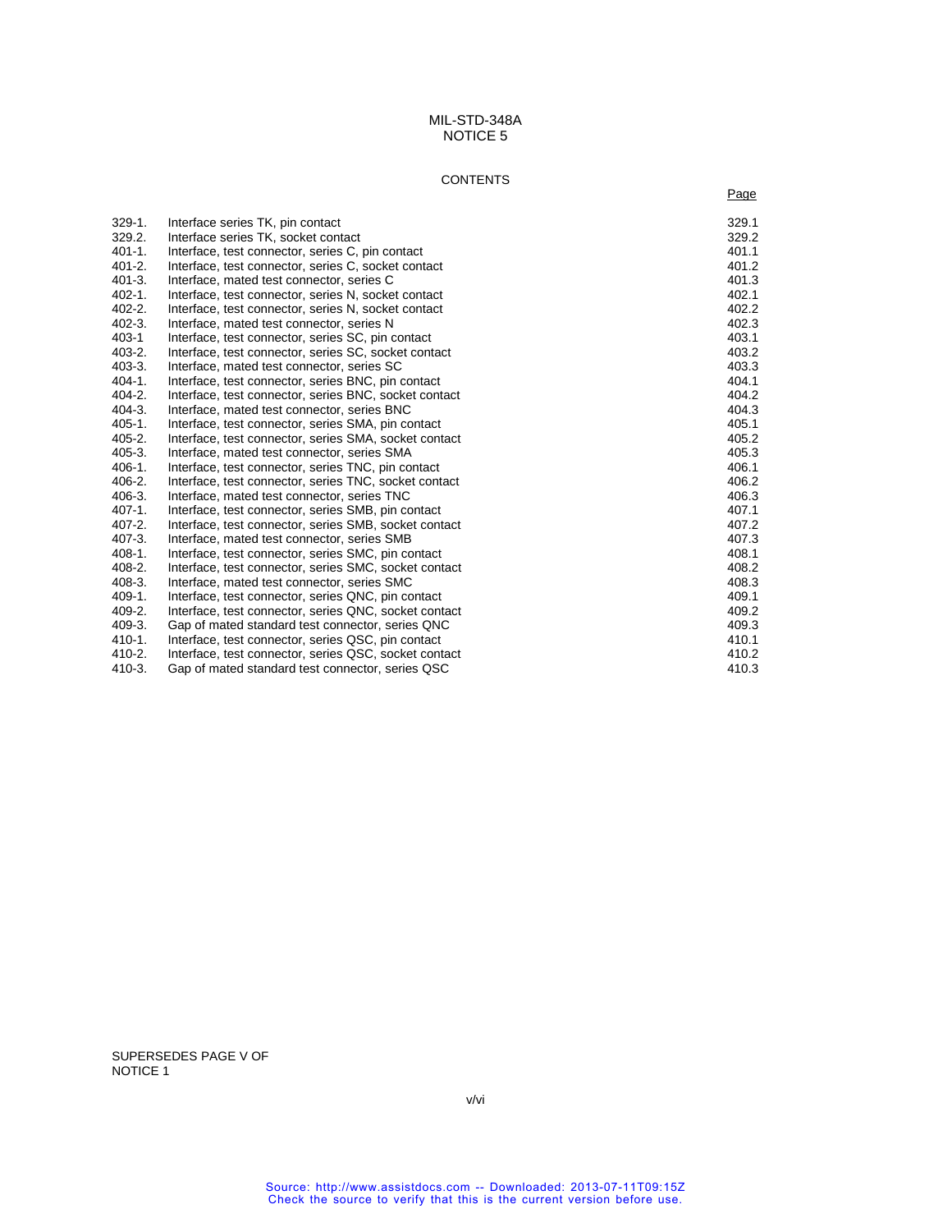MIL-STD-348A
NOTICE 5

CONTENTS

| | | Page |
|---|---|---|
| 329-1. | Interface series TK, pin contact | 329.1 |
| 329.2. | Interface series TK, socket contact | 329.2 |
| 401-1. | Interface, test connector, series C, pin contact | 401.1 |
| 401-2. | Interface, test connector, series C, socket contact | 401.2 |
| 401-3. | Interface, mated test connector, series C | 401.3 |
| 402-1. | Interface, test connector, series N, socket contact | 402.1 |
| 402-2. | Interface, test connector, series N, socket contact | 402.2 |
| 402-3. | Interface, mated test connector, series N | 402.3 |
| 403-1 | Interface, test connector, series SC, pin contact | 403.1 |
| 403-2. | Interface, test connector, series SC, socket contact | 403.2 |
| 403-3. | Interface, mated test connector, series SC | 403.3 |
| 404-1. | Interface, test connector, series BNC, pin contact | 404.1 |
| 404-2. | Interface, test connector, series BNC, socket contact | 404.2 |
| 404-3. | Interface, mated test connector, series BNC | 404.3 |
| 405-1. | Interface, test connector, series SMA, pin contact | 405.1 |
| 405-2. | Interface, test connector, series SMA, socket contact | 405.2 |
| 405-3. | Interface, mated test connector, series SMA | 405.3 |
| 406-1. | Interface, test connector, series TNC, pin contact | 406.1 |
| 406-2. | Interface, test connector, series TNC, socket contact | 406.2 |
| 406-3. | Interface, mated test connector, series TNC | 406.3 |
| 407-1. | Interface, test connector, series SMB, pin contact | 407.1 |
| 407-2. | Interface, test connector, series SMB, socket contact | 407.2 |
| 407-3. | Interface, mated test connector, series SMB | 407.3 |
| 408-1. | Interface, test connector, series SMC, pin contact | 408.1 |
| 408-2. | Interface, test connector, series SMC, socket contact | 408.2 |
| 408-3. | Interface, mated test connector, series SMC | 408.3 |
| 409-1. | Interface, test connector, series QNC, pin contact | 409.1 |
| 409-2. | Interface, test connector, series QNC, socket contact | 409.2 |
| 409-3. | Gap of mated standard test connector, series QNC | 409.3 |
| 410-1. | Interface, test connector, series QSC, pin contact | 410.1 |
| 410-2. | Interface, test connector, series QSC, socket contact | 410.2 |
| 410-3. | Gap of mated standard test connector, series QSC | 410.3 |

SUPERSEDES PAGE V OF
NOTICE 1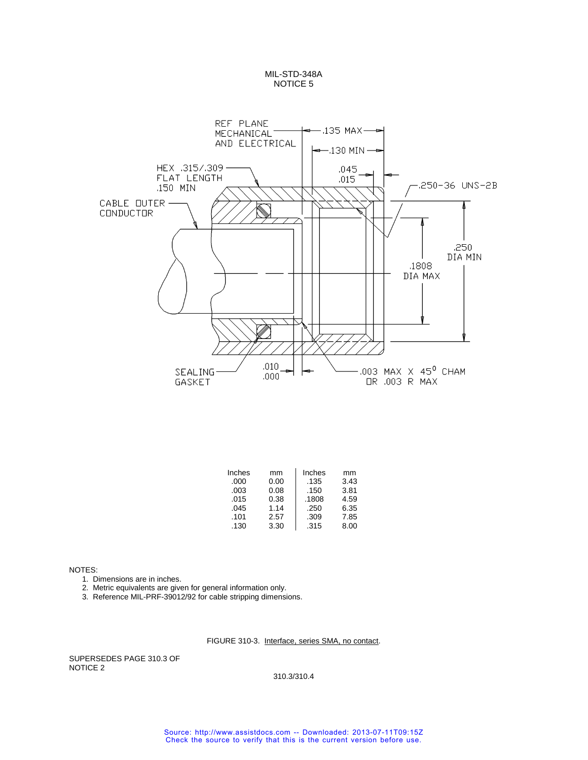REF PLANE MECHANICAL AND ELECTRICAL

.135 MAX

.130 MIN

HEX .315/.309 FLAT LENGTH .150 MIN

.045 .015

.250-36 UNS-2B

CABLE OUTER CONDUCTOR

.250 DIA MIN

.1808 DIA MAX

SEALING GASKET

.010 .000

.003 MAX X 45° CHAM OR .003 R MAX

| Inches | mm | Inches | mm |
|---|---|---|---|
| .000 | 0.00 | .135 | 3.43 |
| .003 | 0.08 | .150 | 3.81 |
| .015 | 0.38 | .1808 | 4.59 |
| .045 | 1.14 | .250 | 6.35 |
| .101 | 2.57 | .309 | 7.85 |
| .130 | 3.30 | .315 | 8.00 |

NOTES:

1. Dimensions are in inches.
2. Metric equivalents are given for general information only.
3. Reference MIL-PRF-39012/92 for cable stripping dimensions.

FIGURE 310-3. Interface, series SMA, no contact.

SUPERSEDES PAGE 310.3 OF NOTICE 2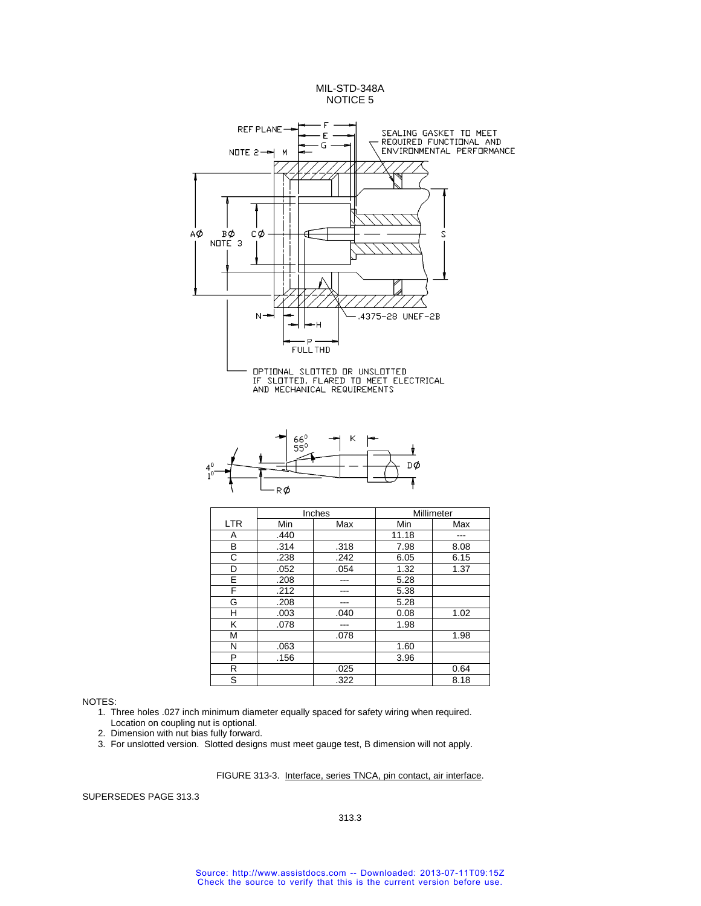MIL-STD-348A
NOTICE 5

| LTR | Inches | | Millimeter | |
|---|---|---|---|---|
| | Min | Max | Min | Max |
| A | .440 | | 11.18 | --- |
| B | .314 | .318 | 7.98 | 8.08 |
| C | .238 | .242 | 6.05 | 6.15 |
| D | .052 | .054 | 1.32 | 1.37 |
| E | .208 | --- | 5.28 | |
| F | .212 | --- | 5.38 | |
| G | .208 | --- | 5.28 | |
| H | .003 | .040 | 0.08 | 1.02 |
| K | .078 | --- | 1.98 | |
| M | | .078 | | 1.98 |
| N | .063 | | 1.60 | |
| P | .156 | | 3.96 | |
| R | | .025 | | 0.64 |
| S | | .322 | | 8.18 |

NOTES:

1. Three holes .027 inch minimum diameter equally spaced for safety wiring when required. Location on coupling nut is optional.
2. Dimension with nut bias fully forward.
3. For unslotted version. Slotted designs must meet gauge test, B dimension will not apply.

FIGURE 313-3. Interface, series TNCA, pin contact, air interface.

SUPERSEDES PAGE 313.3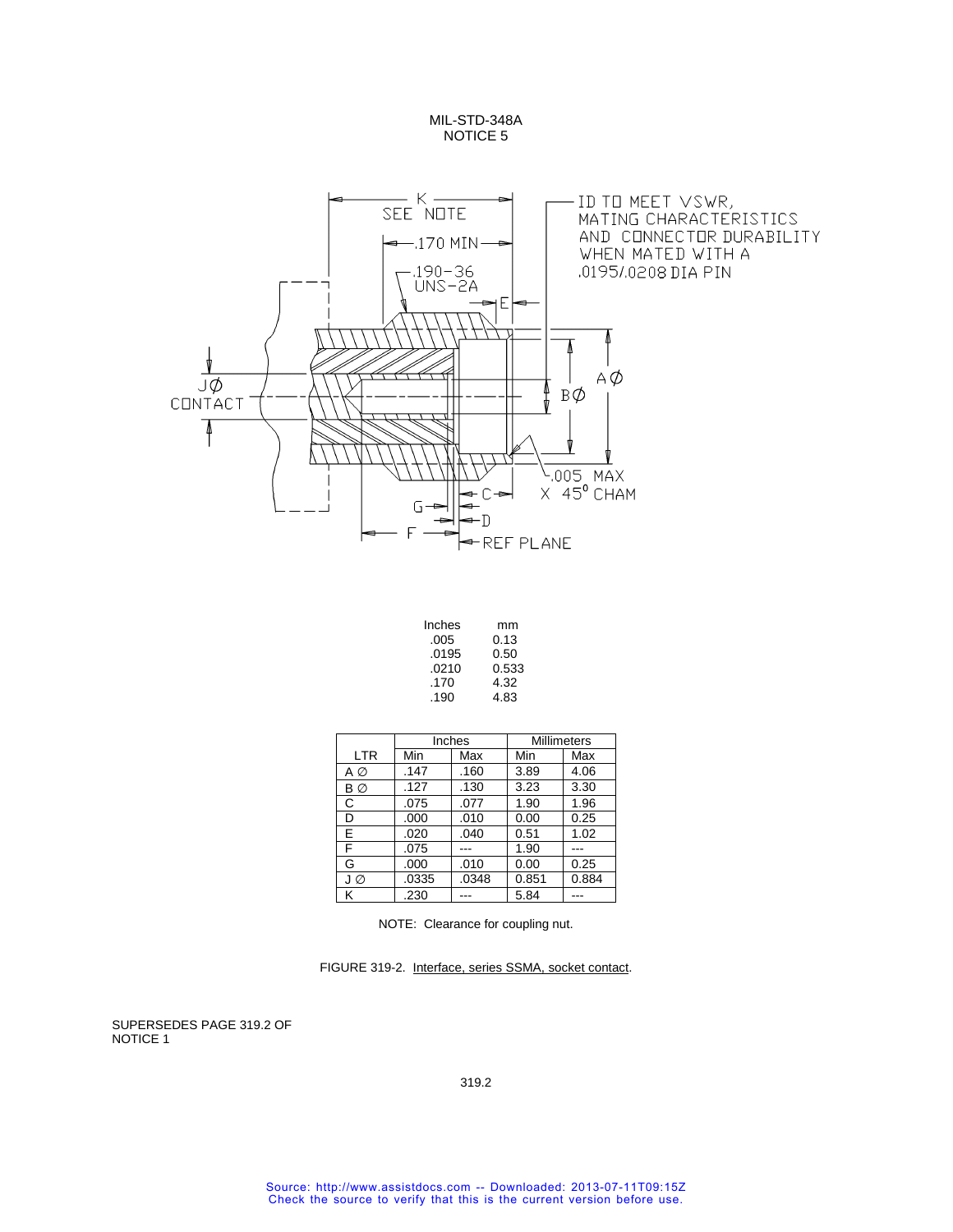MIL-STD-348A
NOTICE 5

K
SEE NOTE

.170 MIN

.190-36
UNS-2A

E

ID TO MEET VSWR,
MATING CHARACTERISTICS
AND CONNECTOR DURABILITY
WHEN MATED WITH A
.0195/.0208 DIA PIN

J∅
CONTACT

A∅

B∅

.005 MAX
X 45° CHAM

G

C

D

F

REF PLANE

| Inches | mm |
|---|---|
| .005 | 0.13 |
| .0195 | 0.50 |
| .0210 | 0.533 |
| .170 | 4.32 |
| .190 | 4.83 |

| | Inches | | Millimeters | |
|---|---|---|---|---|
| LTR | Min | Max | Min | Max |
| A ∅ | .147 | .160 | 3.89 | 4.06 |
| B ∅ | .127 | .130 | 3.23 | 3.30 |
| C | .075 | .077 | 1.90 | 1.96 |
| D | .000 | .010 | 0.00 | 0.25 |
| E | .020 | .040 | 0.51 | 1.02 |
| F | .075 | --- | 1.90 | --- |
| G | .000 | .010 | 0.00 | 0.25 |
| J ∅ | .0335 | .0348 | 0.851 | 0.884 |
| K | .230 | --- | 5.84 | --- |

NOTE: Clearance for coupling nut.

FIGURE 319-2. Interface, series SSMA, socket contact.

SUPERSEDES PAGE 319.2 OF
NOTICE 1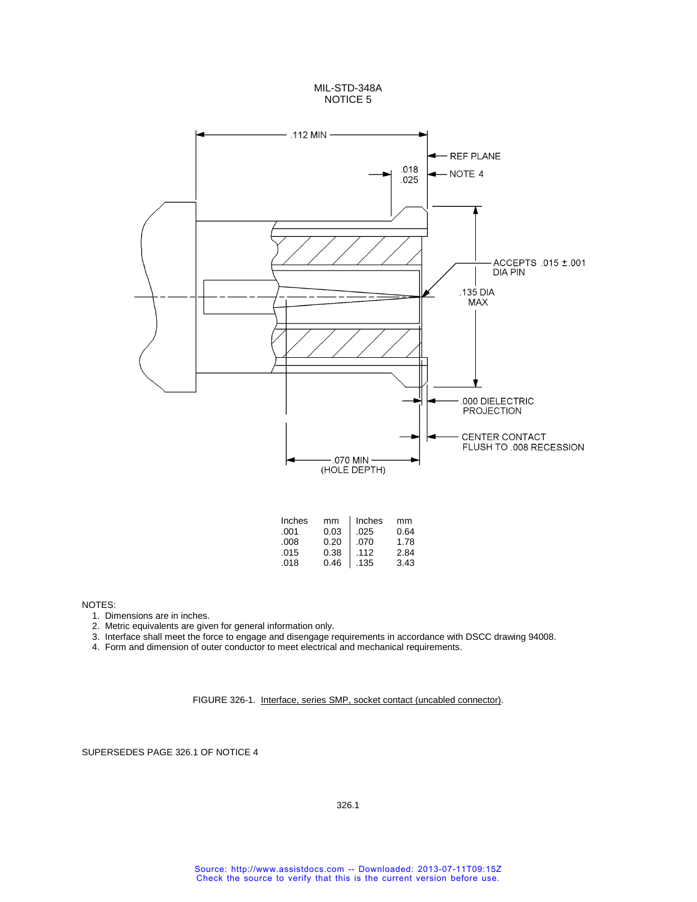.112 MIN

REF PLANE

.018
.025

NOTE 4

ACCEPTS .015 ±.001 DIA PIN

.135 DIA MAX

.000 DIELECTRIC PROJECTION

CENTER CONTACT FLUSH TO .008 RECESSION

.070 MIN (HOLE DEPTH)

| Inches | mm | Inches | mm |
|---|---|---|---|
| .001 | 0.03 | .025 | 0.64 |
| .008 | 0.20 | .070 | 1.78 |
| .015 | 0.38 | .112 | 2.84 |
| .018 | 0.46 | .135 | 3.43 |

NOTES:

1. Dimensions are in inches.
2. Metric equivalents are given for general information only.
3. Interface shall meet the force to engage and disengage requirements in accordance with DSCC drawing 94008.
4. Form and dimension of outer conductor to meet electrical and mechanical requirements.

FIGURE 326-1. Interface, series SMP, socket contact (uncabled connector).

SUPERSEDES PAGE 326.1 OF NOTICE 4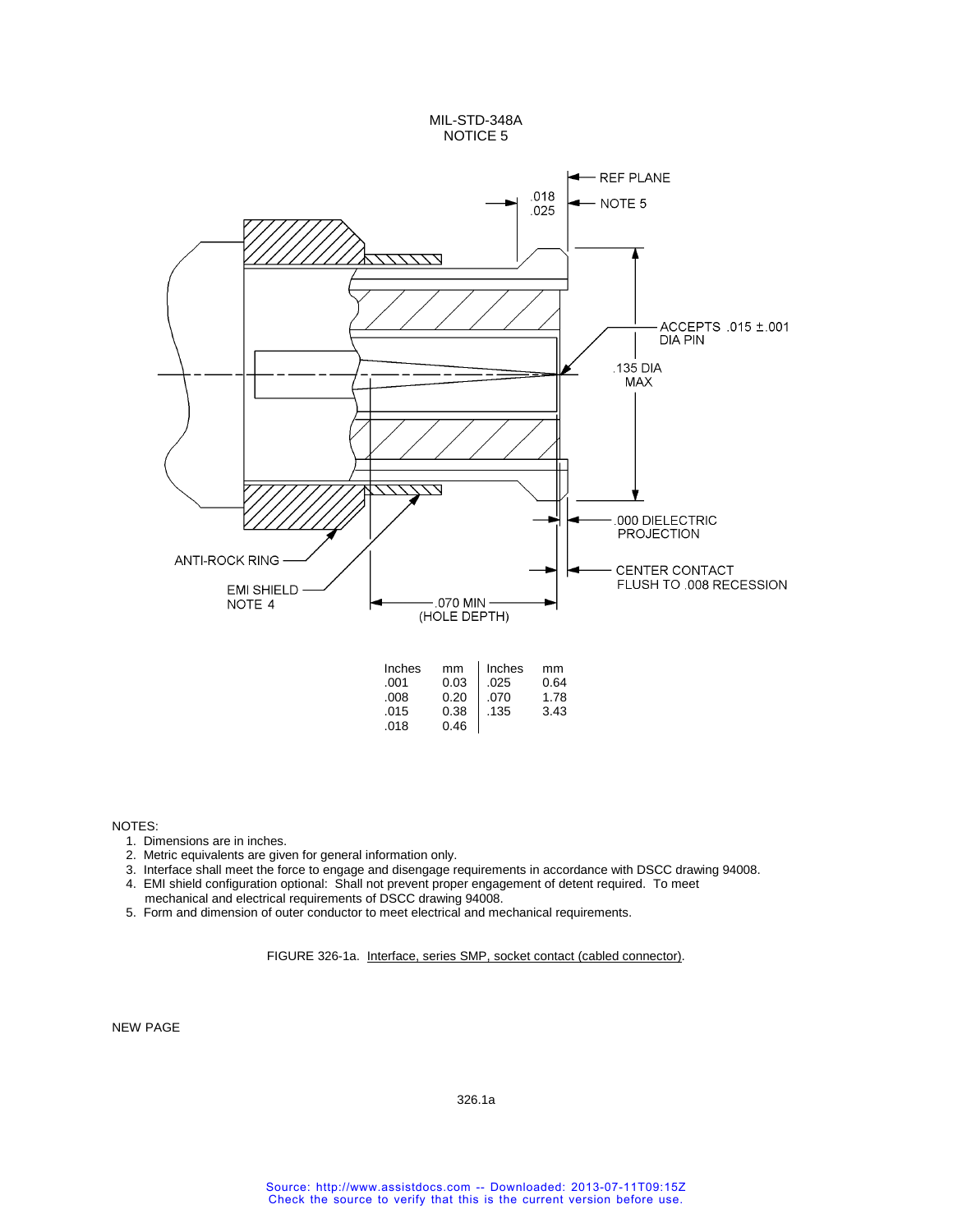MIL-STD-348A
NOTICE 5

REF PLANE

.018
.025

NOTE 5

ACCEPTS .015 ±.001 DIA PIN

.135 DIA MAX

.000 DIELECTRIC PROJECTION

CENTER CONTACT FLUSH TO .008 RECESSION

ANTI-ROCK RING

EMI SHIELD NOTE 4

.070 MIN (HOLE DEPTH)

| Inches | mm | Inches | mm |
|---|---|---|---|
| .001 | 0.03 | .025 | 0.64 |
| .008 | 0.20 | .070 | 1.78 |
| .015 | 0.38 | .135 | 3.43 |
| .018 | 0.46 | | |

NOTES:

1. Dimensions are in inches.
2. Metric equivalents are given for general information only.
3. Interface shall meet the force to engage and disengage requirements in accordance with DSCC drawing 94008.
4. EMI shield configuration optional: Shall not prevent proper engagement of detent required. To meet mechanical and electrical requirements of DSCC drawing 94008.
5. Form and dimension of outer conductor to meet electrical and mechanical requirements.

FIGURE 326-1a. Interface, series SMP, socket contact (cabled connector).

NEW PAGE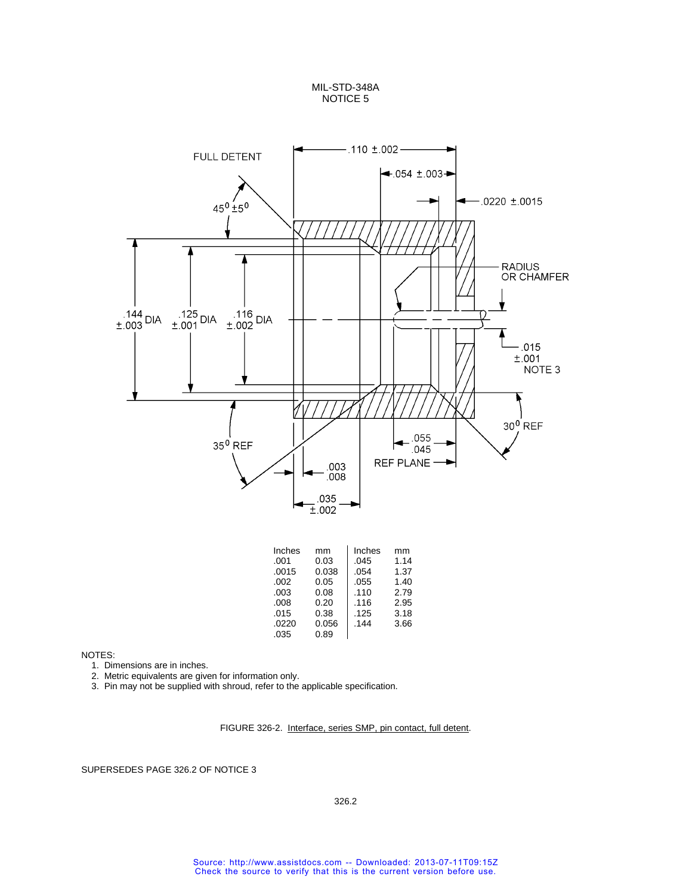FULL DETENT

.110 ±.002

.054 ±.003

.0220 ±.0015

45° ±5°

RADIUS OR CHAMFER

.144 ±.003 DIA

.125 ±.001 DIA

.116 ±.002 DIA

.015 ±.001 NOTE 3

30° REF

35° REF

.055 .045

REF PLANE

.003 .008

.035 ±.002

| Inches | mm | Inches | mm |
|---|---|---|---|
| .001 | 0.03 | .045 | 1.14 |
| .0015 | 0.038 | .054 | 1.37 |
| .002 | 0.05 | .055 | 1.40 |
| .003 | 0.08 | .110 | 2.79 |
| .008 | 0.20 | .116 | 2.95 |
| .015 | 0.38 | .125 | 3.18 |
| .0220 | 0.056 | .144 | 3.66 |
| .035 | 0.89 | | |

NOTES:

1. Dimensions are in inches.
2. Metric equivalents are given for information only.
3. Pin may not be supplied with shroud, refer to the applicable specification.

FIGURE 326-2. Interface, series SMP, pin contact, full detent.

SUPERSEDES PAGE 326.2 OF NOTICE 3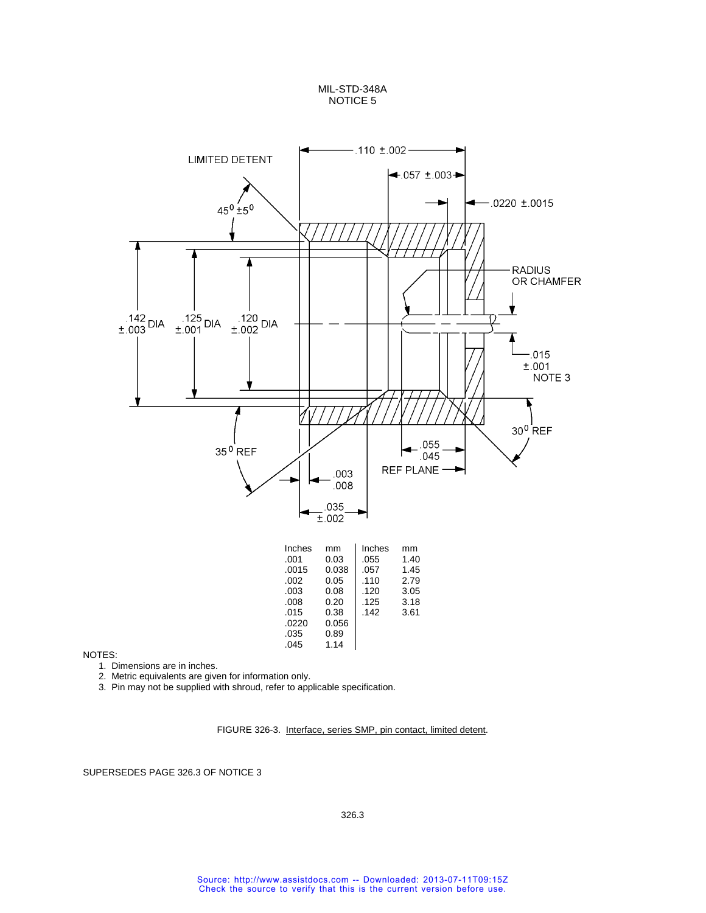| Inches | mm | Inches | mm |
|---|---|---|---|
| .001 | 0.03 | .055 | 1.40 |
| .0015 | 0.038 | .057 | 1.45 |
| .002 | 0.05 | .110 | 2.79 |
| .003 | 0.08 | .120 | 3.05 |
| .008 | 0.20 | .125 | 3.18 |
| .015 | 0.38 | .142 | 3.61 |
| .0220 | 0.056 | | |
| .035 | 0.89 | | |
| .045 | 1.14 | | |

NOTES:

1. Dimensions are in inches.
2. Metric equivalents are given for information only.
3. Pin may not be supplied with shroud, refer to applicable specification.

FIGURE 326-3. Interface, series SMP, pin contact, limited detent.

SUPERSEDES PAGE 326.3 OF NOTICE 3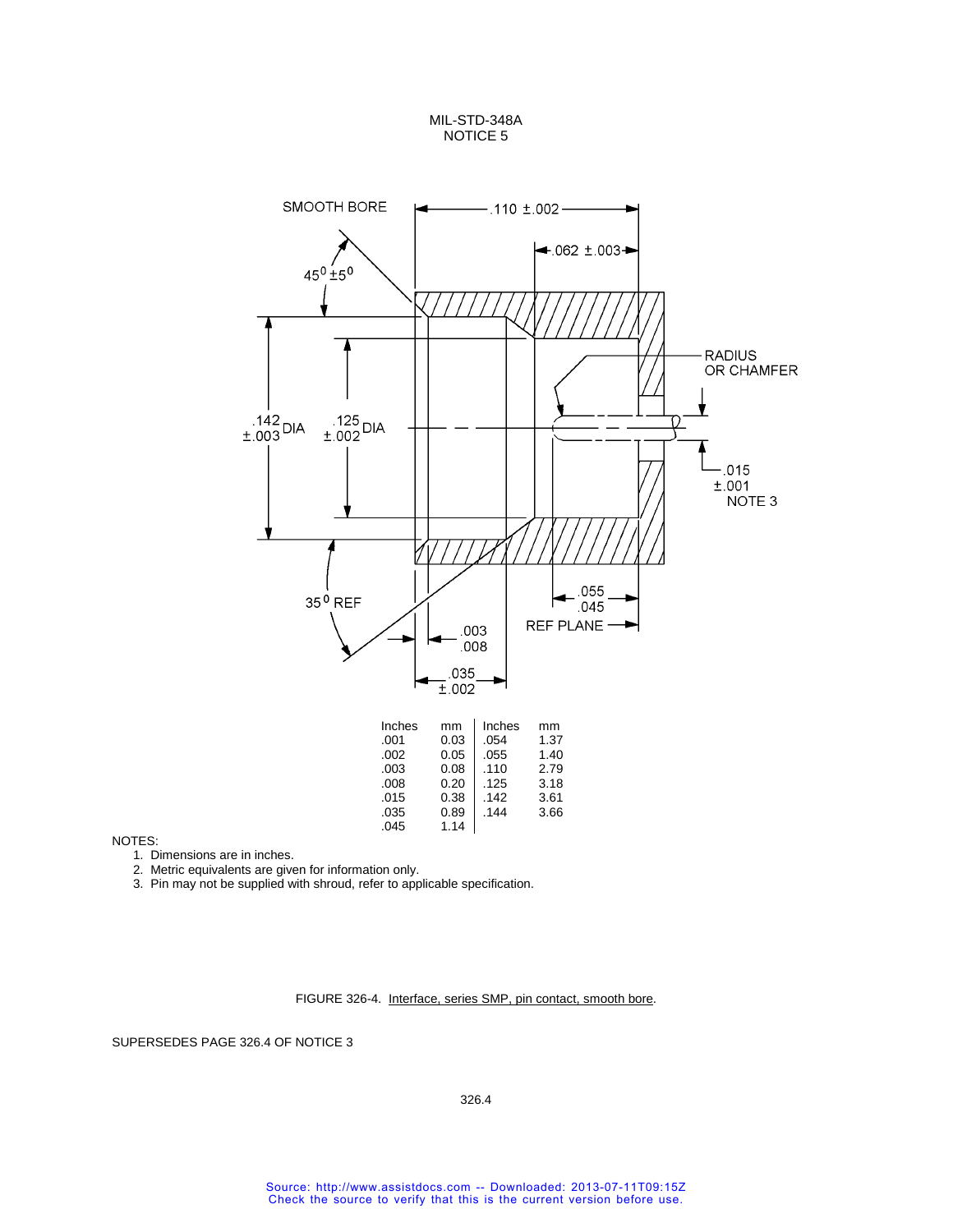SMOOTH BORE

.110 ±.002

.062 ±.003

45° ±5°

RADIUS OR CHAMFER

.142 ±.003 DIA

.125 ±.002 DIA

.015 ±.001 NOTE 3

.055 .045

REF PLANE

35° REF

.003 .008

.035 ±.002

| Inches | mm | Inches | mm |
|---|---|---|---|
| .001 | 0.03 | .054 | 1.37 |
| .002 | 0.05 | .055 | 1.40 |
| .003 | 0.08 | .110 | 2.79 |
| .008 | 0.20 | .125 | 3.18 |
| .015 | 0.38 | .142 | 3.61 |
| .035 | 0.89 | .144 | 3.66 |
| .045 | 1.14 | | |

NOTES:

1. Dimensions are in inches.
2. Metric equivalents are given for information only.
3. Pin may not be supplied with shroud, refer to applicable specification.

FIGURE 326-4. Interface, series SMP, pin contact, smooth bore.

SUPERSEDES PAGE 326.4 OF NOTICE 3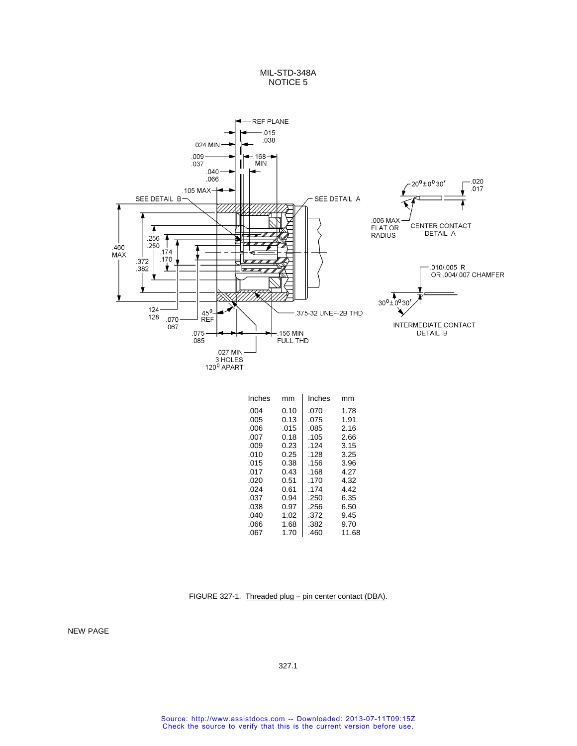| Inches | mm | Inches | mm |
|---|---|---|---|
| .004 | 0.10 | .070 | 1.78 |
| .005 | 0.13 | .075 | 1.91 |
| .006 | .015 | .085 | 2.16 |
| .007 | 0.18 | .105 | 2.66 |
| .009 | 0.23 | .124 | 3.15 |
| .010 | 0.25 | .128 | 3.25 |
| .015 | 0.38 | .156 | 3.96 |
| .017 | 0.43 | .168 | 4.27 |
| .020 | 0.51 | .170 | 4.32 |
| .024 | 0.61 | .174 | 4.42 |
| .037 | 0.94 | .250 | 6.35 |
| .038 | 0.97 | .256 | 6.50 |
| .040 | 1.02 | .372 | 9.45 |
| .066 | 1.68 | .382 | 9.70 |
| .067 | 1.70 | .460 | 11.68 |

FIGURE 327-1. Threaded plug – pin center contact (DBA).

NEW PAGE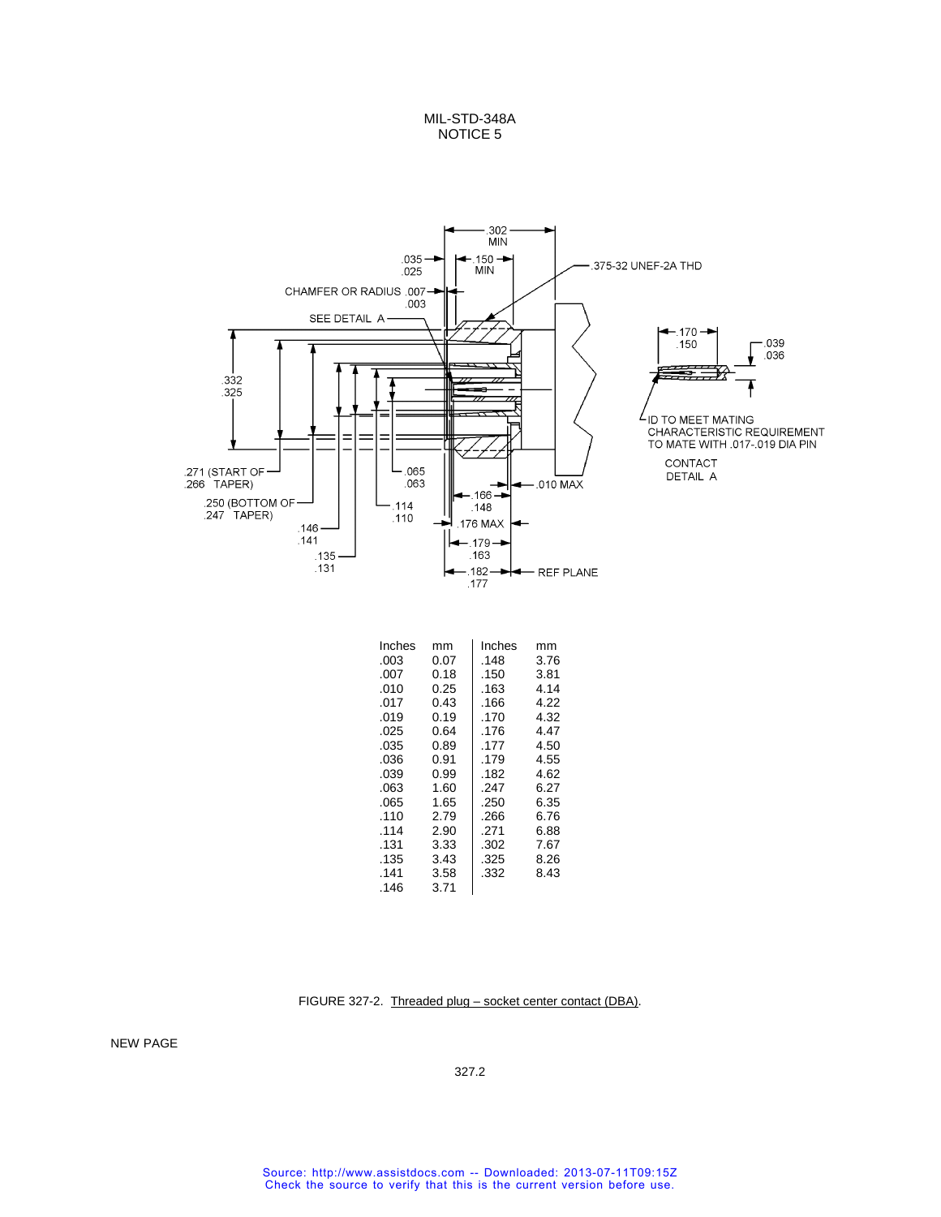| Inches | mm | Inches | mm |
|---|---|---|---|
| .003 | 0.07 | .148 | 3.76 |
| .007 | 0.18 | .150 | 3.81 |
| .010 | 0.25 | .163 | 4.14 |
| .017 | 0.43 | .166 | 4.22 |
| .019 | 0.19 | .170 | 4.32 |
| .025 | 0.64 | .176 | 4.47 |
| .035 | 0.89 | .177 | 4.50 |
| .036 | 0.91 | .179 | 4.55 |
| .039 | 0.99 | .182 | 4.62 |
| .063 | 1.60 | .247 | 6.27 |
| .065 | 1.65 | .250 | 6.35 |
| .110 | 2.79 | .266 | 6.76 |
| .114 | 2.90 | .271 | 6.88 |
| .131 | 3.33 | .302 | 7.67 |
| .135 | 3.43 | .325 | 8.26 |
| .141 | 3.58 | .332 | 8.43 |
| .146 | 3.71 | | |

FIGURE 327-2. Threaded plug – socket center contact (DBA).

NEW PAGE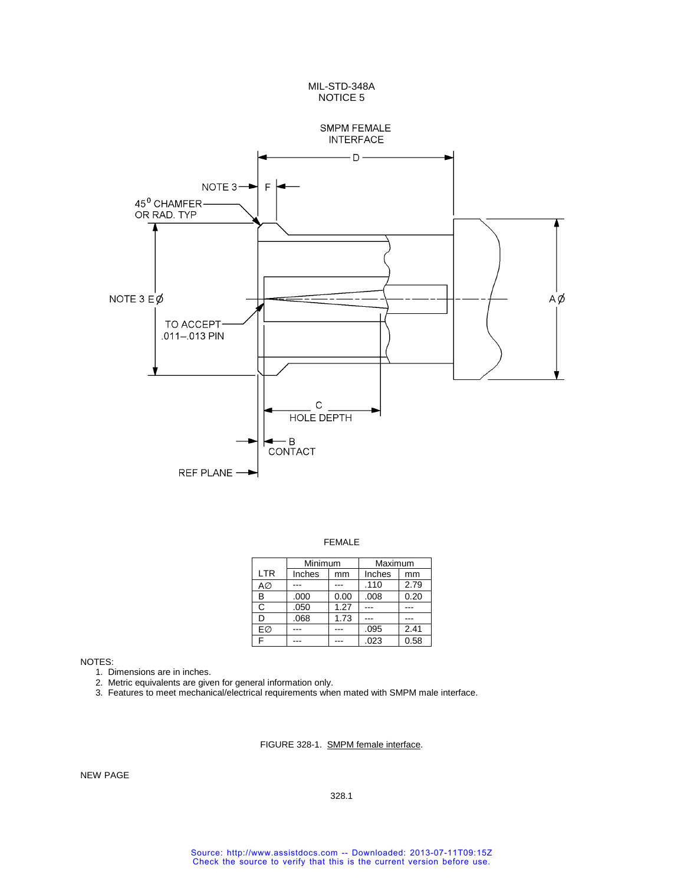SMPM FEMALE INTERFACE

FEMALE

| LTR | Minimum | | Maximum | |
|---|---|---|---|---|
| | Inches | mm | Inches | mm |
| A∅ | --- | --- | .110 | 2.79 |
| B | .000 | 0.00 | .008 | 0.20 |
| C | .050 | 1.27 | --- | --- |
| D | .068 | 1.73 | --- | --- |
| E∅ | --- | --- | .095 | 2.41 |
| F | --- | --- | .023 | 0.58 |

NOTES:

1. Dimensions are in inches.
2. Metric equivalents are given for general information only.
3. Features to meet mechanical/electrical requirements when mated with SMPM male interface.

FIGURE 328-1. SMPM female interface.

NEW PAGE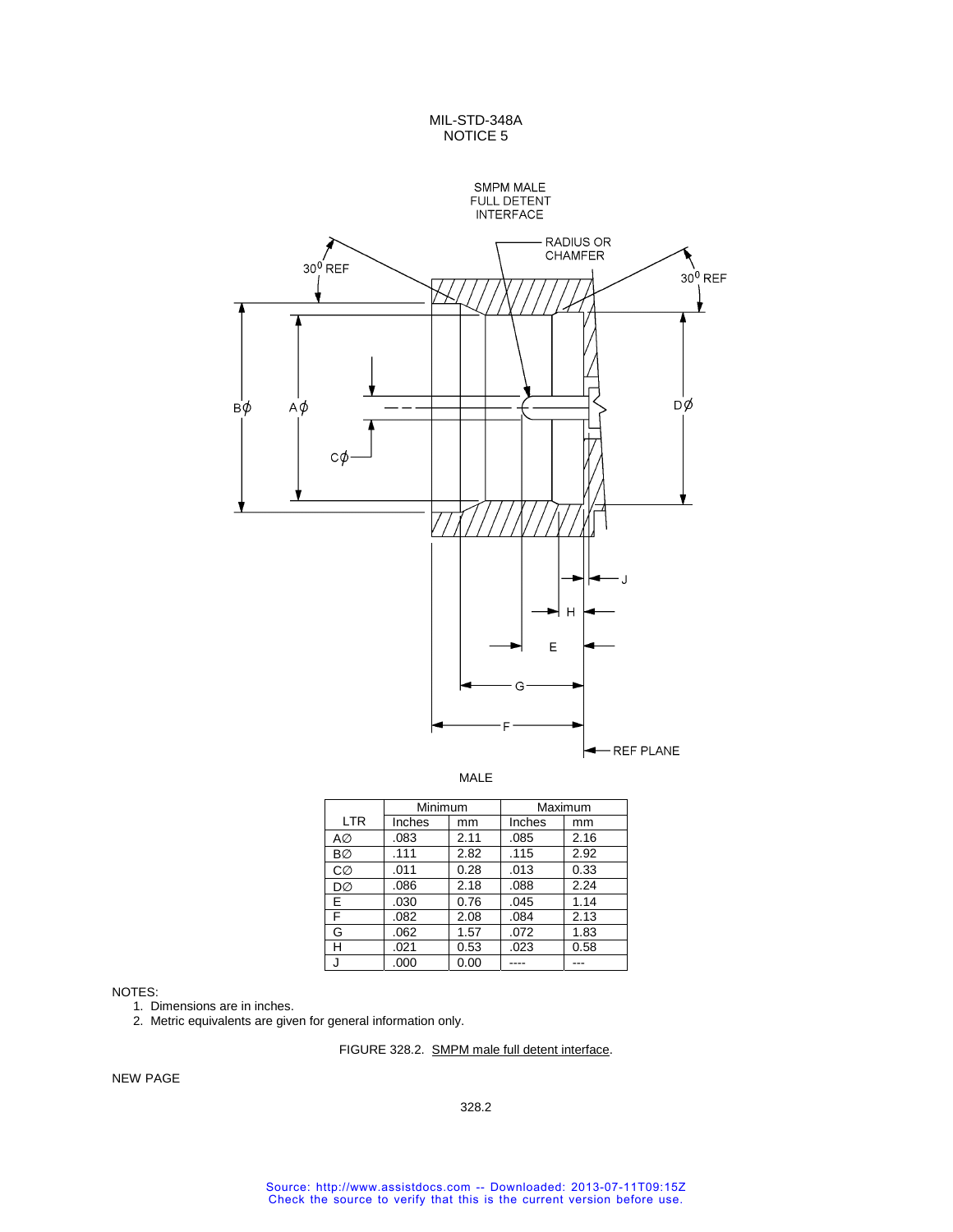SMPM MALE
FULL DETENT
INTERFACE

MALE

| LTR | Minimum | | Maximum | |
|---|---|---|---|---|
| | Inches | mm | Inches | mm |
| A∅ | .083 | 2.11 | .085 | 2.16 |
| B∅ | .111 | 2.82 | .115 | 2.92 |
| C∅ | .011 | 0.28 | .013 | 0.33 |
| D∅ | .086 | 2.18 | .088 | 2.24 |
| E | .030 | 0.76 | .045 | 1.14 |
| F | .082 | 2.08 | .084 | 2.13 |
| G | .062 | 1.57 | .072 | 1.83 |
| H | .021 | 0.53 | .023 | 0.58 |
| J | .000 | 0.00 | ---- | --- |

NOTES:

1. Dimensions are in inches.
2. Metric equivalents are given for general information only.

FIGURE 328.2. SMPM male full detent interface.

NEW PAGE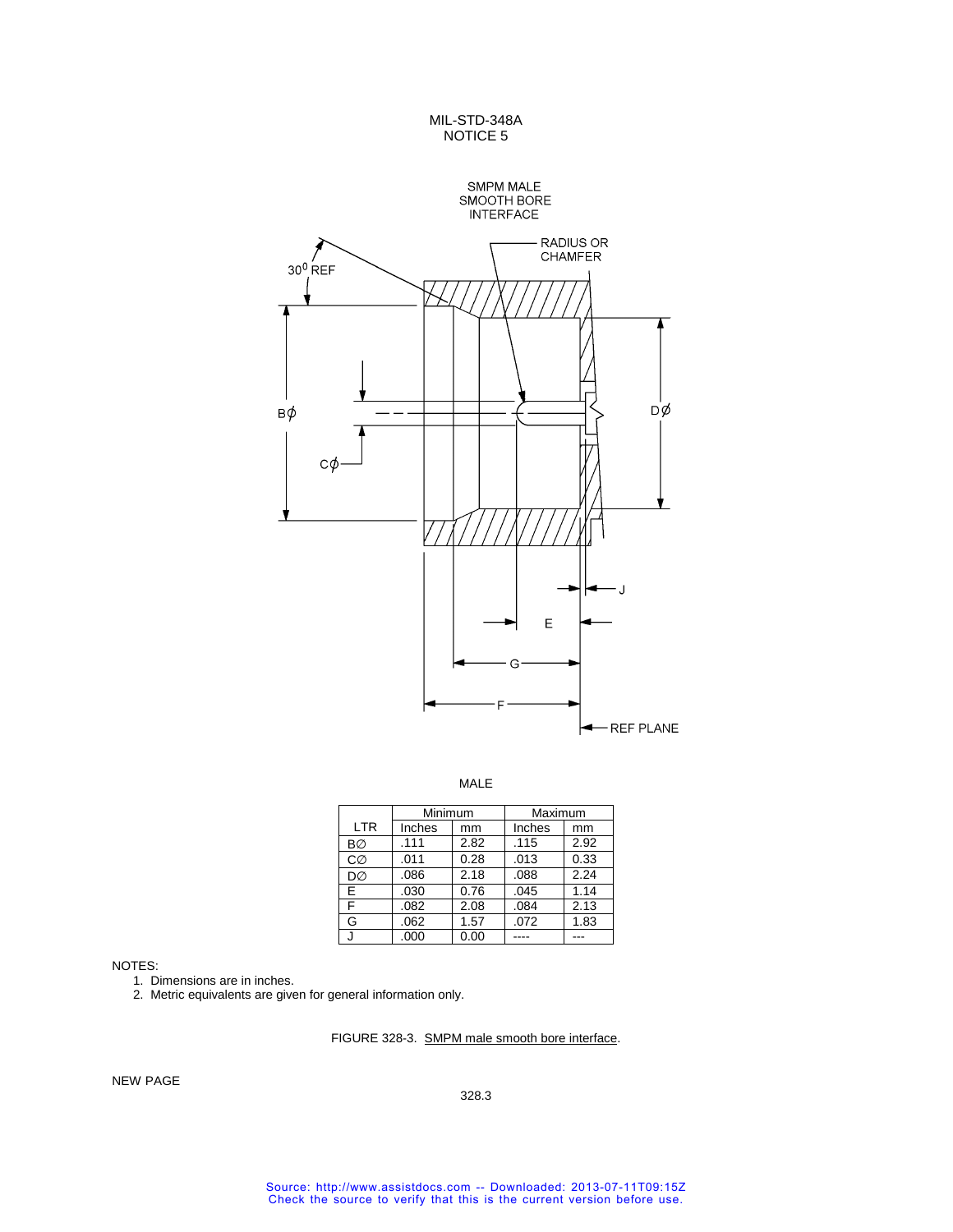SMPM MALE
SMOOTH BORE
INTERFACE

MALE

| LTR | Minimum | | Maximum | |
|---|---|---|---|---|
| | Inches | mm | Inches | mm |
| B∅ | .111 | 2.82 | .115 | 2.92 |
| C∅ | .011 | 0.28 | .013 | 0.33 |
| D∅ | .086 | 2.18 | .088 | 2.24 |
| E | .030 | 0.76 | .045 | 1.14 |
| F | .082 | 2.08 | .084 | 2.13 |
| G | .062 | 1.57 | .072 | 1.83 |
| J | .000 | 0.00 | ---- | --- |

NOTES:

1. Dimensions are in inches.
2. Metric equivalents are given for general information only.

FIGURE 328-3. SMPM male smooth bore interface.

NEW PAGE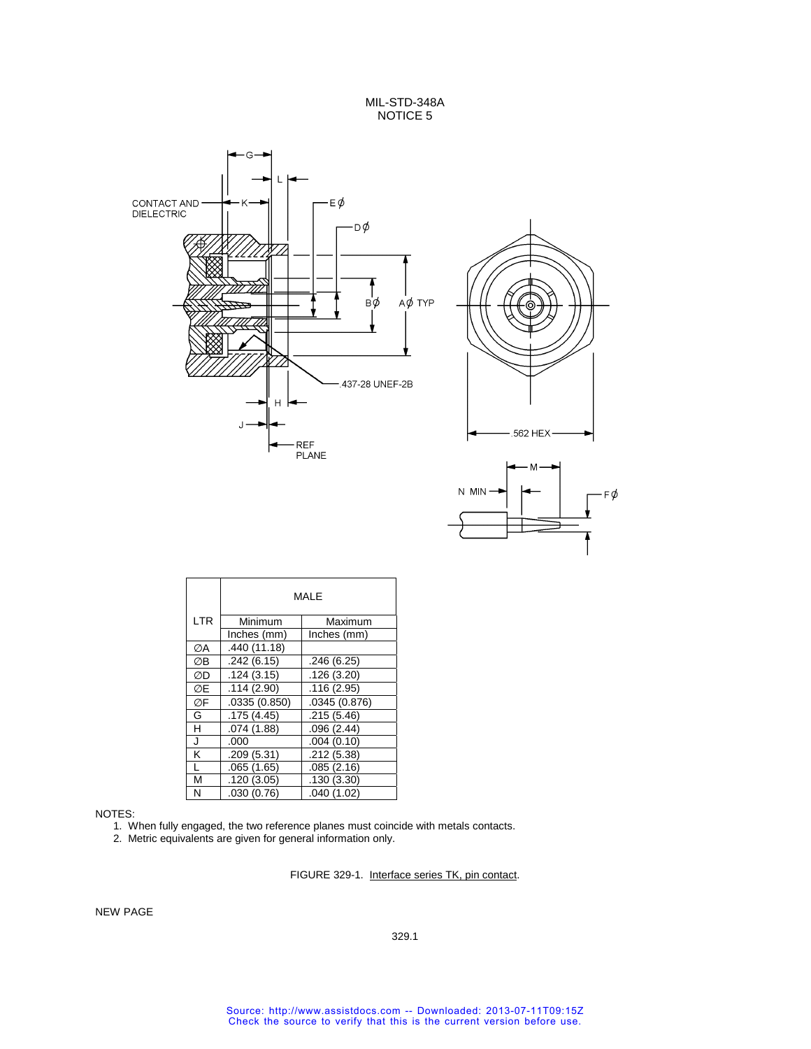CONTACT AND DIELECTRIC

.437-28 UNEF-2B

REF PLANE

.562 HEX

| LTR | MALE | |
|---|---|---|
| | Minimum | Maximum |
| | Inches (mm) | Inches (mm) |
| ∅A | .440 (11.18) | |
| ∅B | .242 (6.15) | .246 (6.25) |
| ∅D | .124 (3.15) | .126 (3.20) |
| ∅E | .114 (2.90) | .116 (2.95) |
| ∅F | .0335 (0.850) | .0345 (0.876) |
| G | .175 (4.45) | .215 (5.46) |
| H | .074 (1.88) | .096 (2.44) |
| J | .000 | .004 (0.10) |
| K | .209 (5.31) | .212 (5.38) |
| L | .065 (1.65) | .085 (2.16) |
| M | .120 (3.05) | .130 (3.30) |
| N | .030 (0.76) | .040 (1.02) |

NOTES:

1. When fully engaged, the two reference planes must coincide with metals contacts.
2. Metric equivalents are given for general information only.

FIGURE 329-1. Interface series TK, pin contact.

NEW PAGE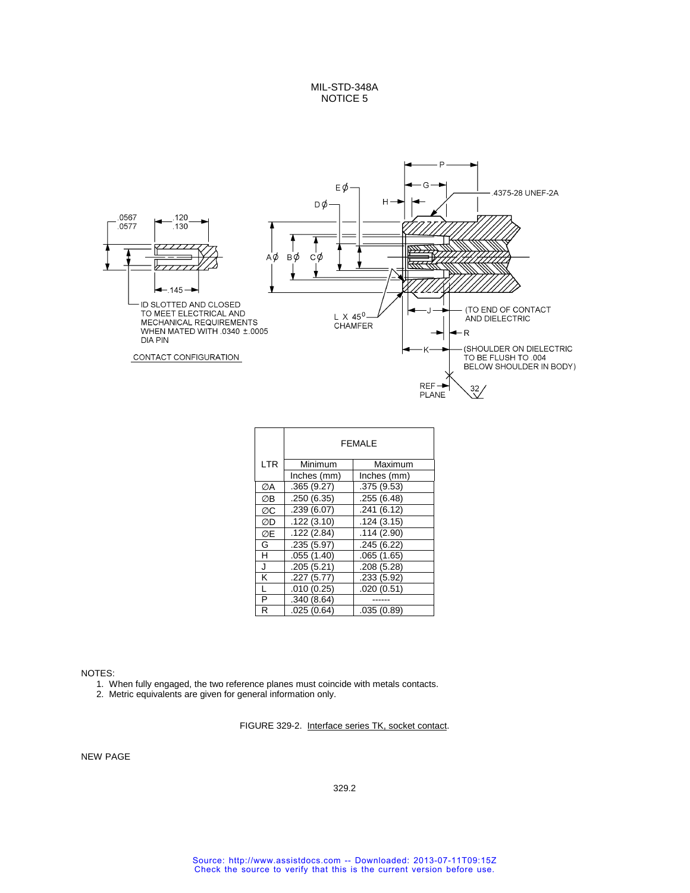.0567
.0577

.120
.130

.145

ID SLOTTED AND CLOSED TO MEET ELECTRICAL AND MECHANICAL REQUIREMENTS WHEN MATED WITH .0340 ±.0005 DIA PIN

CONTACT CONFIGURATION

E ∅

D ∅

A ∅ B ∅ C ∅

P

G

H

.4375-28 UNEF-2A

L X 45° CHAMFER

J (TO END OF CONTACT AND DIELECTRIC

R

K (SHOULDER ON DIELECTRIC TO BE FLUSH TO .004 BELOW SHOULDER IN BODY)

REF PLANE

32

| LTR | FEMALE | |
|---|---|---|
| | Minimum | Maximum |
| | Inches (mm) | Inches (mm) |
| ∅A | .365 (9.27) | .375 (9.53) |
| ∅B | .250 (6.35) | .255 (6.48) |
| ∅C | .239 (6.07) | .241 (6.12) |
| ∅D | .122 (3.10) | .124 (3.15) |
| ∅E | .122 (2.84) | .114 (2.90) |
| G | .235 (5.97) | .245 (6.22) |
| H | .055 (1.40) | .065 (1.65) |
| J | .205 (5.21) | .208 (5.28) |
| K | .227 (5.77) | .233 (5.92) |
| L | .010 (0.25) | .020 (0.51) |
| P | .340 (8.64) | ------ |
| R | .025 (0.64) | .035 (0.89) |

NOTES:

1. When fully engaged, the two reference planes must coincide with metals contacts.
2. Metric equivalents are given for general information only.

FIGURE 329-2. Interface series TK, socket contact.

NEW PAGE